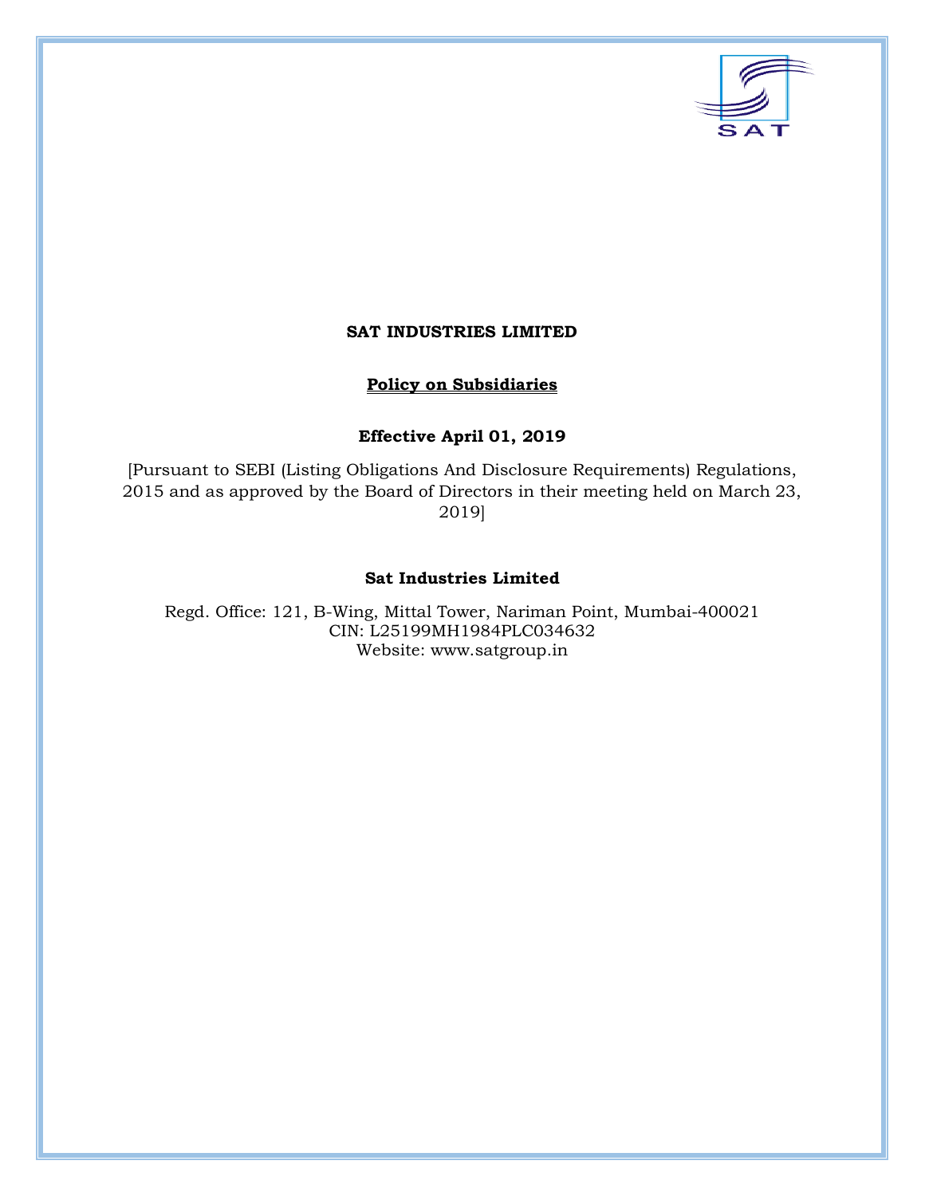# SAT INDUSTRIES LIMITED

## Policy on Subsidiaries

**Effective April 01, 2019**

[Pursuant to SEBI (Listing Obligations And Disclosure Requirements) Regulations, 2015 and as approved by the Board of Directors in their meeting held on March 23, 2019]

**Sat Industries Limited**

Regd. Office: 121, B-Wing, Mittal Tower, Nariman Point, Mumbai-400021
CIN: L25199MH1984PLC034632
Website: www.satgroup.in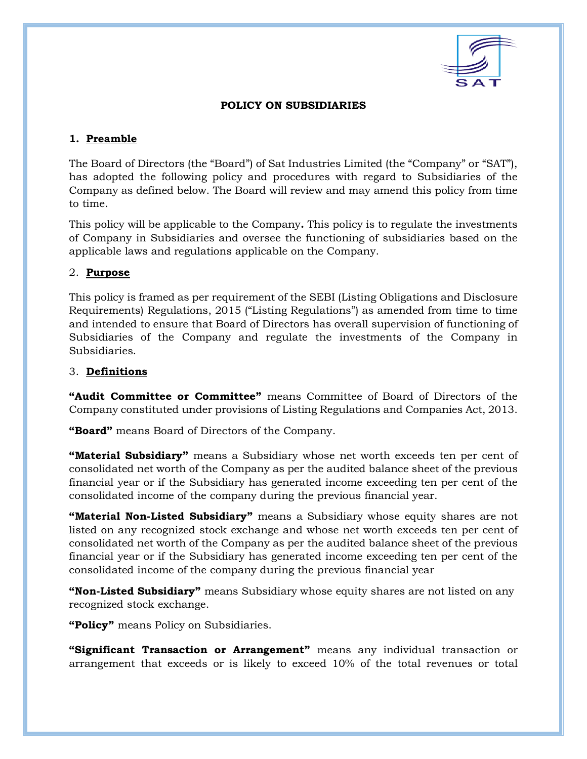**POLICY ON SUBSIDIARIES**

1. **Preamble**

The Board of Directors (the "Board") of Sat Industries Limited (the "Company" or "SAT"), has adopted the following policy and procedures with regard to Subsidiaries of the Company as defined below. The Board will review and may amend this policy from time to time.

This policy will be applicable to the Company**.** This policy is to regulate the investments of Company in Subsidiaries and oversee the functioning of subsidiaries based on the applicable laws and regulations applicable on the Company.

2. **Purpose**

This policy is framed as per requirement of the SEBI (Listing Obligations and Disclosure Requirements) Regulations, 2015 ("Listing Regulations") as amended from time to time and intended to ensure that Board of Directors has overall supervision of functioning of Subsidiaries of the Company and regulate the investments of the Company in Subsidiaries.

3. **Definitions**

**"Audit Committee or Committee"** means Committee of Board of Directors of the Company constituted under provisions of Listing Regulations and Companies Act, 2013.

**"Board"** means Board of Directors of the Company.

**"Material Subsidiary"** means a Subsidiary whose net worth exceeds ten per cent of consolidated net worth of the Company as per the audited balance sheet of the previous financial year or if the Subsidiary has generated income exceeding ten per cent of the consolidated income of the company during the previous financial year.

**"Material Non-Listed Subsidiary"** means a Subsidiary whose equity shares are not listed on any recognized stock exchange and whose net worth exceeds ten per cent of consolidated net worth of the Company as per the audited balance sheet of the previous financial year or if the Subsidiary has generated income exceeding ten per cent of the consolidated income of the company during the previous financial year

**"Non-Listed Subsidiary"** means Subsidiary whose equity shares are not listed on any recognized stock exchange.

**"Policy"** means Policy on Subsidiaries.

**"Significant Transaction or Arrangement"** means any individual transaction or arrangement that exceeds or is likely to exceed 10% of the total revenues or total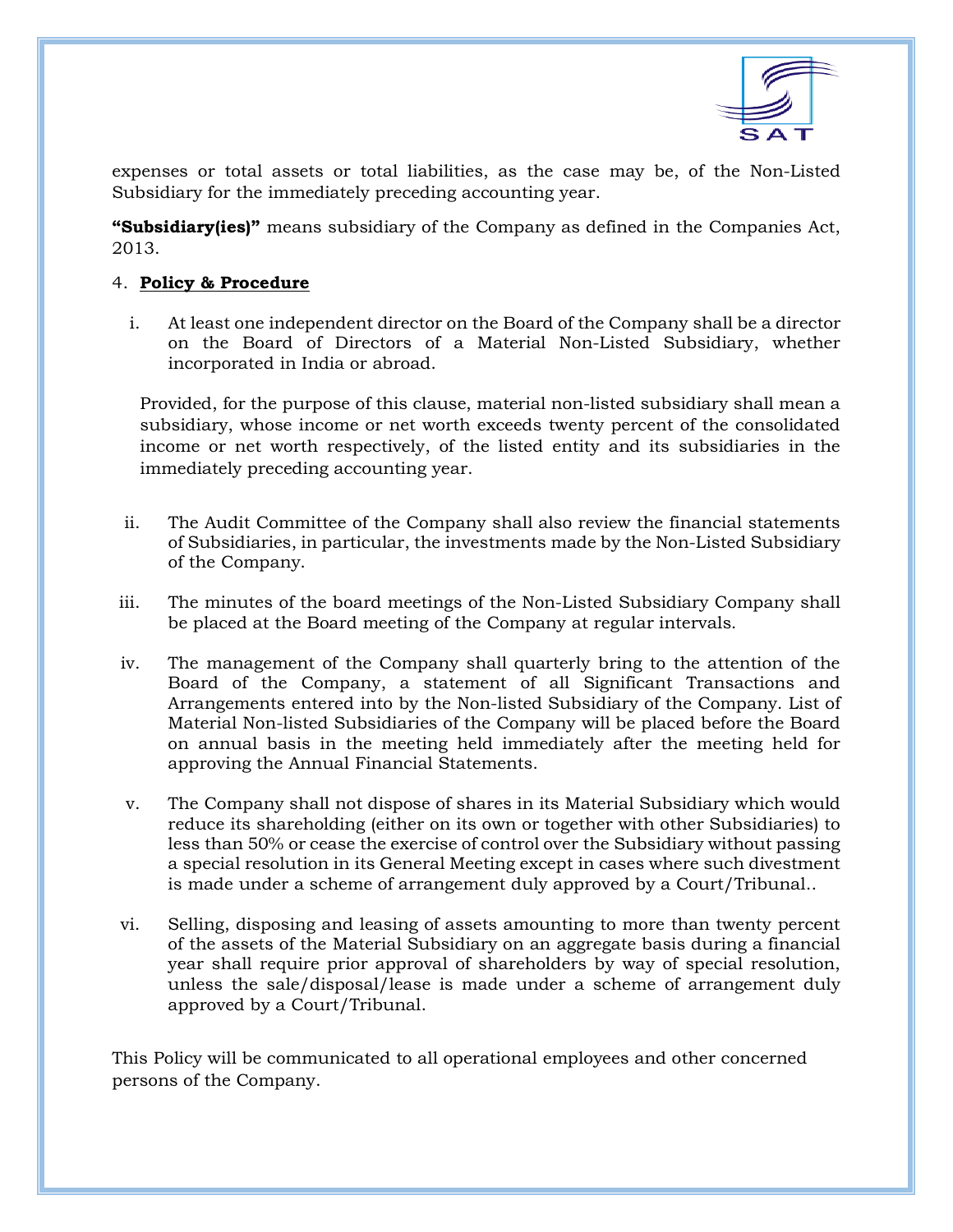expenses or total assets or total liabilities, as the case may be, of the Non-Listed Subsidiary for the immediately preceding accounting year.

**"Subsidiary(ies)"** means subsidiary of the Company as defined in the Companies Act, 2013.

4. **Policy & Procedure**

i. At least one independent director on the Board of the Company shall be a director on the Board of Directors of a Material Non-Listed Subsidiary, whether incorporated in India or abroad.

   Provided, for the purpose of this clause, material non-listed subsidiary shall mean a subsidiary, whose income or net worth exceeds twenty percent of the consolidated income or net worth respectively, of the listed entity and its subsidiaries in the immediately preceding accounting year.

ii. The Audit Committee of the Company shall also review the financial statements of Subsidiaries, in particular, the investments made by the Non-Listed Subsidiary of the Company.

iii. The minutes of the board meetings of the Non-Listed Subsidiary Company shall be placed at the Board meeting of the Company at regular intervals.

iv. The management of the Company shall quarterly bring to the attention of the Board of the Company, a statement of all Significant Transactions and Arrangements entered into by the Non-listed Subsidiary of the Company. List of Material Non-listed Subsidiaries of the Company will be placed before the Board on annual basis in the meeting held immediately after the meeting held for approving the Annual Financial Statements.

v. The Company shall not dispose of shares in its Material Subsidiary which would reduce its shareholding (either on its own or together with other Subsidiaries) to less than 50% or cease the exercise of control over the Subsidiary without passing a special resolution in its General Meeting except in cases where such divestment is made under a scheme of arrangement duly approved by a Court/Tribunal..

vi. Selling, disposing and leasing of assets amounting to more than twenty percent of the assets of the Material Subsidiary on an aggregate basis during a financial year shall require prior approval of shareholders by way of special resolution, unless the sale/disposal/lease is made under a scheme of arrangement duly approved by a Court/Tribunal.

This Policy will be communicated to all operational employees and other concerned persons of the Company.